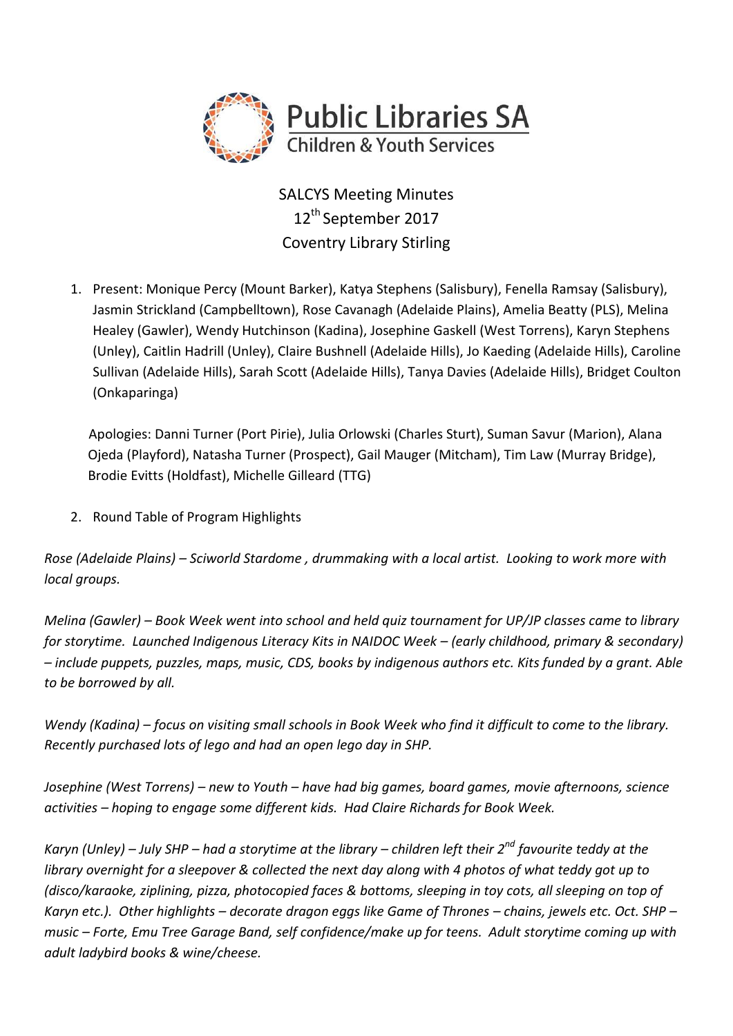Public Libraries SA
Children & Youth Services

SALCYS Meeting Minutes
12th September 2017
Coventry Library Stirling

1. Present: Monique Percy (Mount Barker), Katya Stephens (Salisbury), Fenella Ramsay (Salisbury), Jasmin Strickland (Campbelltown), Rose Cavanagh (Adelaide Plains), Amelia Beatty (PLS), Melina Healey (Gawler), Wendy Hutchinson (Kadina), Josephine Gaskell (West Torrens), Karyn Stephens (Unley), Caitlin Hadrill (Unley), Claire Bushnell (Adelaide Hills), Jo Kaeding (Adelaide Hills), Caroline Sullivan (Adelaide Hills), Sarah Scott (Adelaide Hills), Tanya Davies (Adelaide Hills), Bridget Coulton (Onkaparinga)

   Apologies: Danni Turner (Port Pirie), Julia Orlowski (Charles Sturt), Suman Savur (Marion), Alana Ojeda (Playford), Natasha Turner (Prospect), Gail Mauger (Mitcham), Tim Law (Murray Bridge), Brodie Evitts (Holdfast), Michelle Gilleard (TTG)

2. Round Table of Program Highlights

*Rose (Adelaide Plains) – Sciworld Stardome , drummaking with a local artist. Looking to work more with local groups.*

*Melina (Gawler) – Book Week went into school and held quiz tournament for UP/JP classes came to library for storytime. Launched Indigenous Literacy Kits in NAIDOC Week – (early childhood, primary & secondary) – include puppets, puzzles, maps, music, CDS, books by indigenous authors etc. Kits funded by a grant. Able to be borrowed by all.*

*Wendy (Kadina) – focus on visiting small schools in Book Week who find it difficult to come to the library. Recently purchased lots of lego and had an open lego day in SHP.*

*Josephine (West Torrens) – new to Youth – have had big games, board games, movie afternoons, science activities – hoping to engage some different kids. Had Claire Richards for Book Week.*

*Karyn (Unley) – July SHP – had a storytime at the library – children left their 2nd favourite teddy at the library overnight for a sleepover & collected the next day along with 4 photos of what teddy got up to (disco/karaoke, ziplining, pizza, photocopied faces & bottoms, sleeping in toy cots, all sleeping on top of Karyn etc.). Other highlights – decorate dragon eggs like Game of Thrones – chains, jewels etc. Oct. SHP – music – Forte, Emu Tree Garage Band, self confidence/make up for teens. Adult storytime coming up with adult ladybird books & wine/cheese.*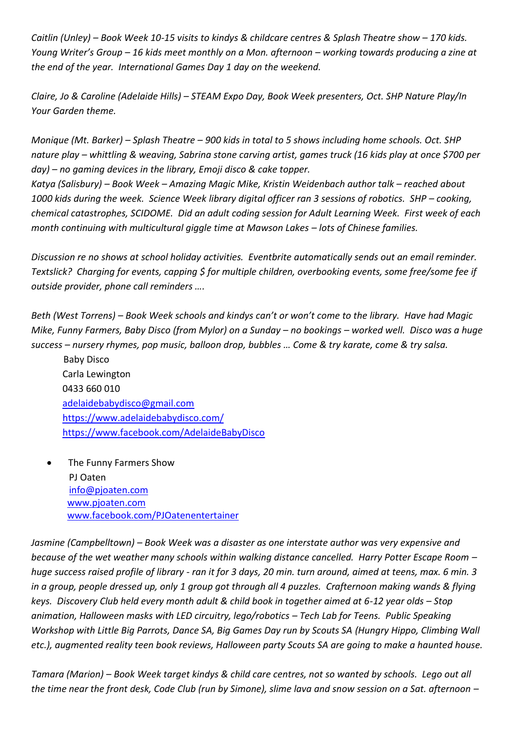*Caitlin (Unley) – Book Week 10-15 visits to kindys & childcare centres & Splash Theatre show – 170 kids. Young Writer's Group – 16 kids meet monthly on a Mon. afternoon – working towards producing a zine at the end of the year. International Games Day 1 day on the weekend.*

*Claire, Jo & Caroline (Adelaide Hills) – STEAM Expo Day, Book Week presenters, Oct. SHP Nature Play/In Your Garden theme.*

*Monique (Mt. Barker) – Splash Theatre – 900 kids in total to 5 shows including home schools. Oct. SHP nature play – whittling & weaving, Sabrina stone carving artist, games truck (16 kids play at once $700 per day) – no gaming devices in the library, Emoji disco & cake topper.*

*Katya (Salisbury) – Book Week – Amazing Magic Mike, Kristin Weidenbach author talk – reached about 1000 kids during the week. Science Week library digital officer ran 3 sessions of robotics. SHP – cooking, chemical catastrophes, SCIDOME. Did an adult coding session for Adult Learning Week. First week of each month continuing with multicultural giggle time at Mawson Lakes – lots of Chinese families.*

*Discussion re no shows at school holiday activities. Eventbrite automatically sends out an email reminder. Textslick? Charging for events, capping $ for multiple children, overbooking events, some free/some fee if outside provider, phone call reminders ….*

*Beth (West Torrens) – Book Week schools and kindys can't or won't come to the library. Have had Magic Mike, Funny Farmers, Baby Disco (from Mylor) on a Sunday – no bookings – worked well. Disco was a huge success – nursery rhymes, pop music, balloon drop, bubbles … Come & try karate, come & try salsa.*

Baby Disco
Carla Lewington
0433 660 010
adelaidebabydisco@gmail.com
https://www.adelaidebabydisco.com/
https://www.facebook.com/AdelaideBabyDisco

- The Funny Farmers Show
  PJ Oaten
  info@pjoaten.com
  www.pjoaten.com
  www.facebook.com/PJOatenentertainer

*Jasmine (Campbelltown) – Book Week was a disaster as one interstate author was very expensive and because of the wet weather many schools within walking distance cancelled. Harry Potter Escape Room – huge success raised profile of library - ran it for 3 days, 20 min. turn around, aimed at teens, max. 6 min. 3 in a group, people dressed up, only 1 group got through all 4 puzzles. Crafternoon making wands & flying keys. Discovery Club held every month adult & child book in together aimed at 6-12 year olds – Stop animation, Halloween masks with LED circuitry, lego/robotics – Tech Lab for Teens. Public Speaking Workshop with Little Big Parrots, Dance SA, Big Games Day run by Scouts SA (Hungry Hippo, Climbing Wall etc.), augmented reality teen book reviews, Halloween party Scouts SA are going to make a haunted house.*

*Tamara (Marion) – Book Week target kindys & child care centres, not so wanted by schools. Lego out all the time near the front desk, Code Club (run by Simone), slime lava and snow session on a Sat. afternoon –*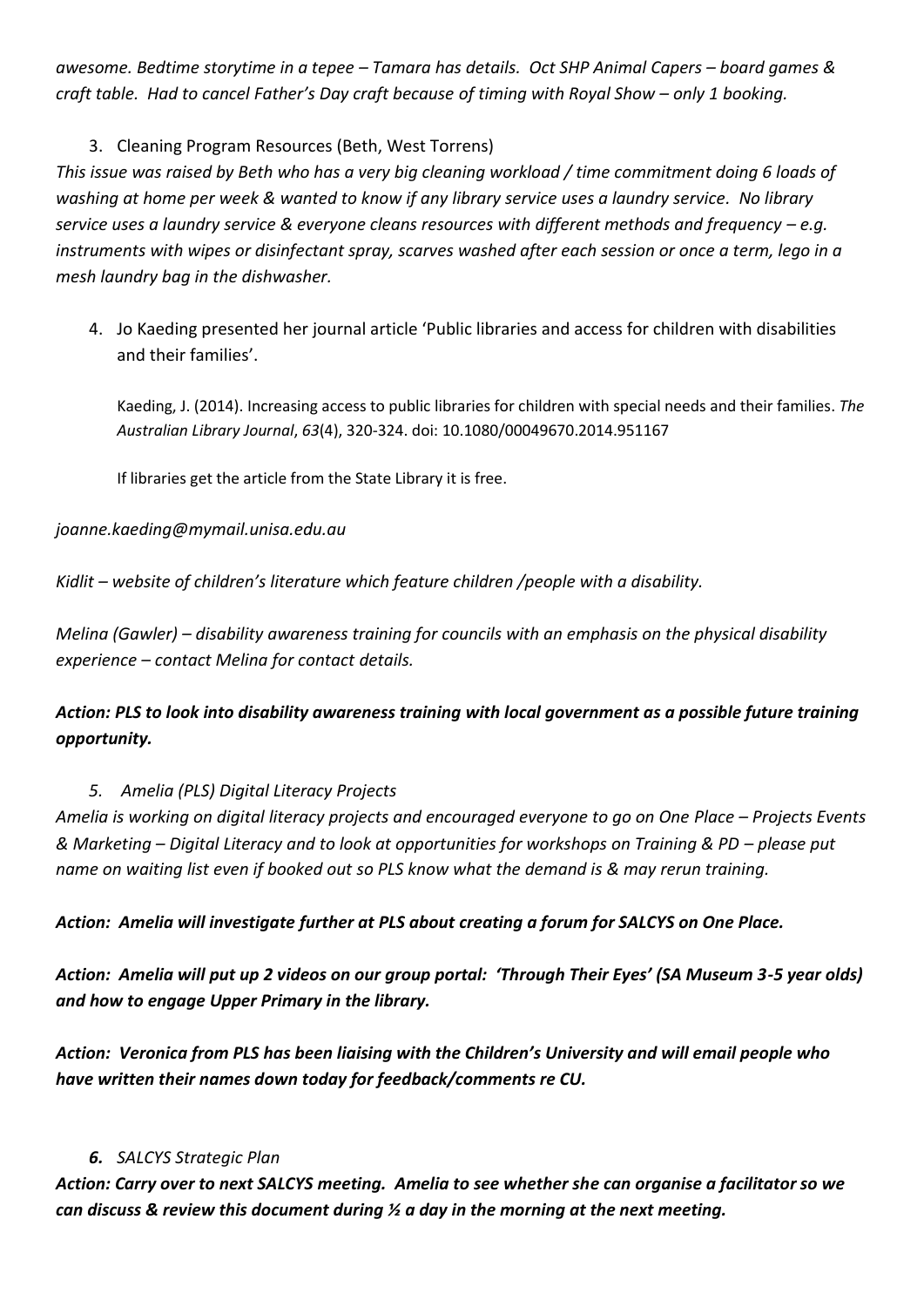*awesome. Bedtime storytime in a tepee – Tamara has details. Oct SHP Animal Capers – board games & craft table. Had to cancel Father's Day craft because of timing with Royal Show – only 1 booking.*

3. Cleaning Program Resources (Beth, West Torrens)

*This issue was raised by Beth who has a very big cleaning workload / time commitment doing 6 loads of washing at home per week & wanted to know if any library service uses a laundry service. No library service uses a laundry service & everyone cleans resources with different methods and frequency – e.g. instruments with wipes or disinfectant spray, scarves washed after each session or once a term, lego in a mesh laundry bag in the dishwasher.*

4. Jo Kaeding presented her journal article 'Public libraries and access for children with disabilities and their families'.

   Kaeding, J. (2014). Increasing access to public libraries for children with special needs and their families. *The Australian Library Journal*, *63*(4), 320-324. doi: 10.1080/00049670.2014.951167

   If libraries get the article from the State Library it is free.

*joanne.kaeding@mymail.unisa.edu.au*

*Kidlit – website of children's literature which feature children /people with a disability.*

*Melina (Gawler) – disability awareness training for councils with an emphasis on the physical disability experience – contact Melina for contact details.*

***Action: PLS to look into disability awareness training with local government as a possible future training opportunity.***

*5. Amelia (PLS) Digital Literacy Projects*

*Amelia is working on digital literacy projects and encouraged everyone to go on One Place – Projects Events & Marketing – Digital Literacy and to look at opportunities for workshops on Training & PD – please put name on waiting list even if booked out so PLS know what the demand is & may rerun training.*

***Action: Amelia will investigate further at PLS about creating a forum for SALCYS on One Place.***

***Action: Amelia will put up 2 videos on our group portal: 'Through Their Eyes' (SA Museum 3-5 year olds) and how to engage Upper Primary in the library.***

***Action: Veronica from PLS has been liaising with the Children's University and will email people who have written their names down today for feedback/comments re CU.***

***6.** SALCYS Strategic Plan*

***Action: Carry over to next SALCYS meeting. Amelia to see whether she can organise a facilitator so we can discuss & review this document during ½ a day in the morning at the next meeting.***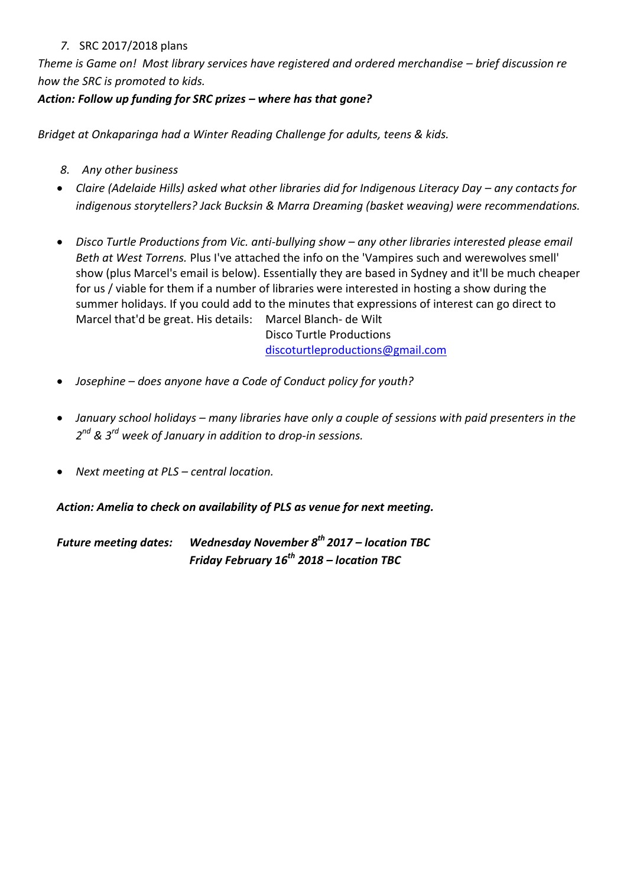7. SRC 2017/2018 plans

*Theme is Game on! Most library services have registered and ordered merchandise – brief discussion re how the SRC is promoted to kids.*

***Action: Follow up funding for SRC prizes – where has that gone?***

*Bridget at Onkaparinga had a Winter Reading Challenge for adults, teens & kids.*

8. *Any other business*

- *Claire (Adelaide Hills) asked what other libraries did for Indigenous Literacy Day – any contacts for indigenous storytellers? Jack Bucksin & Marra Dreaming (basket weaving) were recommendations.*

- *Disco Turtle Productions from Vic. anti-bullying show – any other libraries interested please email Beth at West Torrens.* Plus I've attached the info on the 'Vampires such and werewolves smell' show (plus Marcel's email is below). Essentially they are based in Sydney and it'll be much cheaper for us / viable for them if a number of libraries were interested in hosting a show during the summer holidays. If you could add to the minutes that expressions of interest can go direct to Marcel that'd be great. His details: Marcel Blanch- de Wilt
  Disco Turtle Productions
  discoturtleproductions@gmail.com

- *Josephine – does anyone have a Code of Conduct policy for youth?*

- *January school holidays – many libraries have only a couple of sessions with paid presenters in the 2nd & 3rd week of January in addition to drop-in sessions.*

- *Next meeting at PLS – central location.*

***Action: Amelia to check on availability of PLS as venue for next meeting.***

***Future meeting dates:*** ***Wednesday November 8th 2017 – location TBC***
***Friday February 16th 2018 – location TBC***